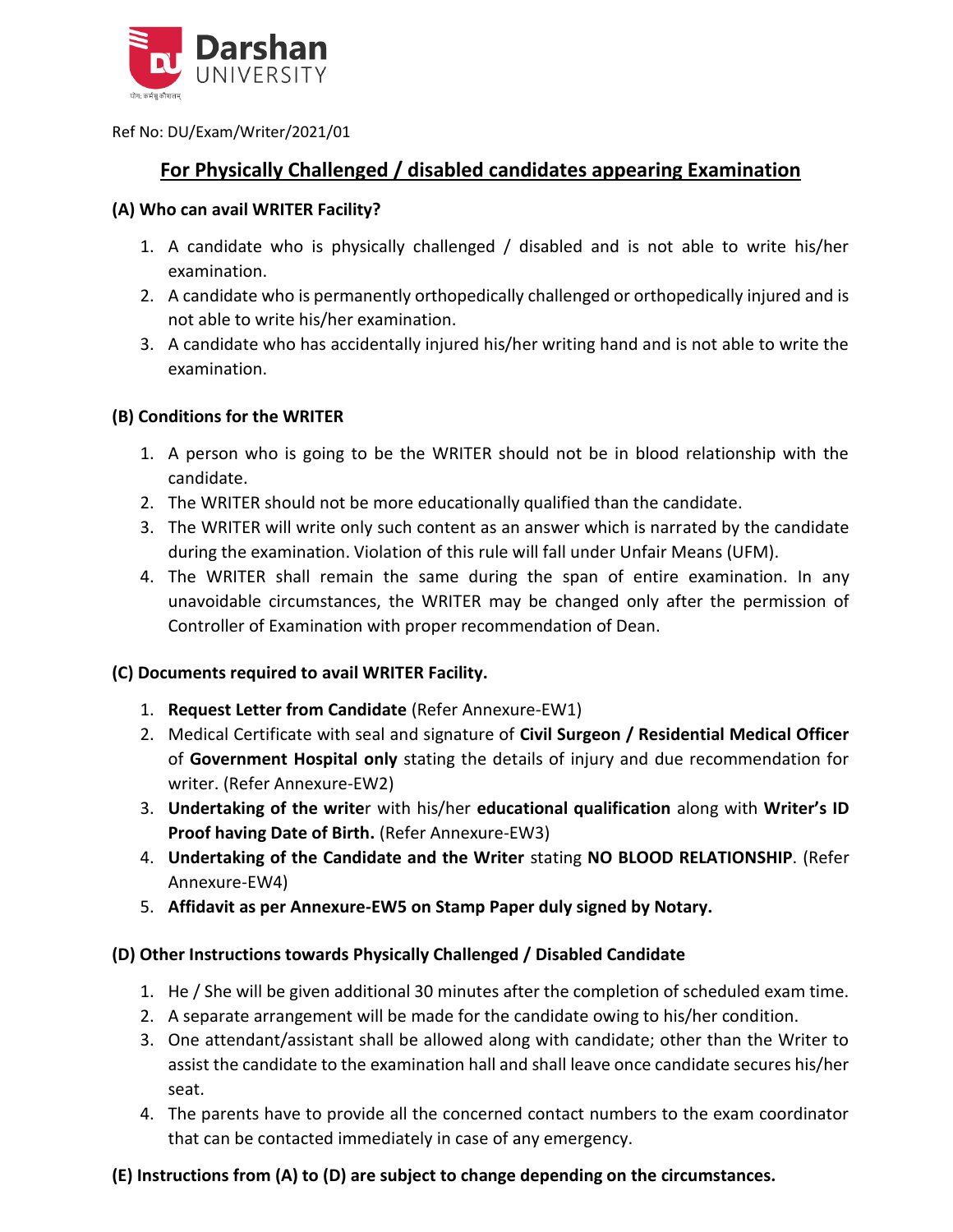Darshan UNIVERSITY

Ref No: DU/Exam/Writer/2021/01

## For Physically Challenged / disabled candidates appearing Examination

### (A) Who can avail WRITER Facility?

1. A candidate who is physically challenged / disabled and is not able to write his/her examination.
2. A candidate who is permanently orthopedically challenged or orthopedically injured and is not able to write his/her examination.
3. A candidate who has accidentally injured his/her writing hand and is not able to write the examination.

### (B) Conditions for the WRITER

1. A person who is going to be the WRITER should not be in blood relationship with the candidate.
2. The WRITER should not be more educationally qualified than the candidate.
3. The WRITER will write only such content as an answer which is narrated by the candidate during the examination. Violation of this rule will fall under Unfair Means (UFM).
4. The WRITER shall remain the same during the span of entire examination. In any unavoidable circumstances, the WRITER may be changed only after the permission of Controller of Examination with proper recommendation of Dean.

### (C) Documents required to avail WRITER Facility.

1. **Request Letter from Candidate** (Refer Annexure-EW1)
2. Medical Certificate with seal and signature of **Civil Surgeon / Residential Medical Officer** of **Government Hospital only** stating the details of injury and due recommendation for writer. (Refer Annexure-EW2)
3. **Undertaking of the write**r with his/her **educational qualification** along with **Writer's ID Proof having Date of Birth.** (Refer Annexure-EW3)
4. **Undertaking of the Candidate and the Writer** stating **NO BLOOD RELATIONSHIP**. (Refer Annexure-EW4)
5. **Affidavit as per Annexure-EW5 on Stamp Paper duly signed by Notary.**

### (D) Other Instructions towards Physically Challenged / Disabled Candidate

1. He / She will be given additional 30 minutes after the completion of scheduled exam time.
2. A separate arrangement will be made for the candidate owing to his/her condition.
3. One attendant/assistant shall be allowed along with candidate; other than the Writer to assist the candidate to the examination hall and shall leave once candidate secures his/her seat.
4. The parents have to provide all the concerned contact numbers to the exam coordinator that can be contacted immediately in case of any emergency.

### (E) Instructions from (A) to (D) are subject to change depending on the circumstances.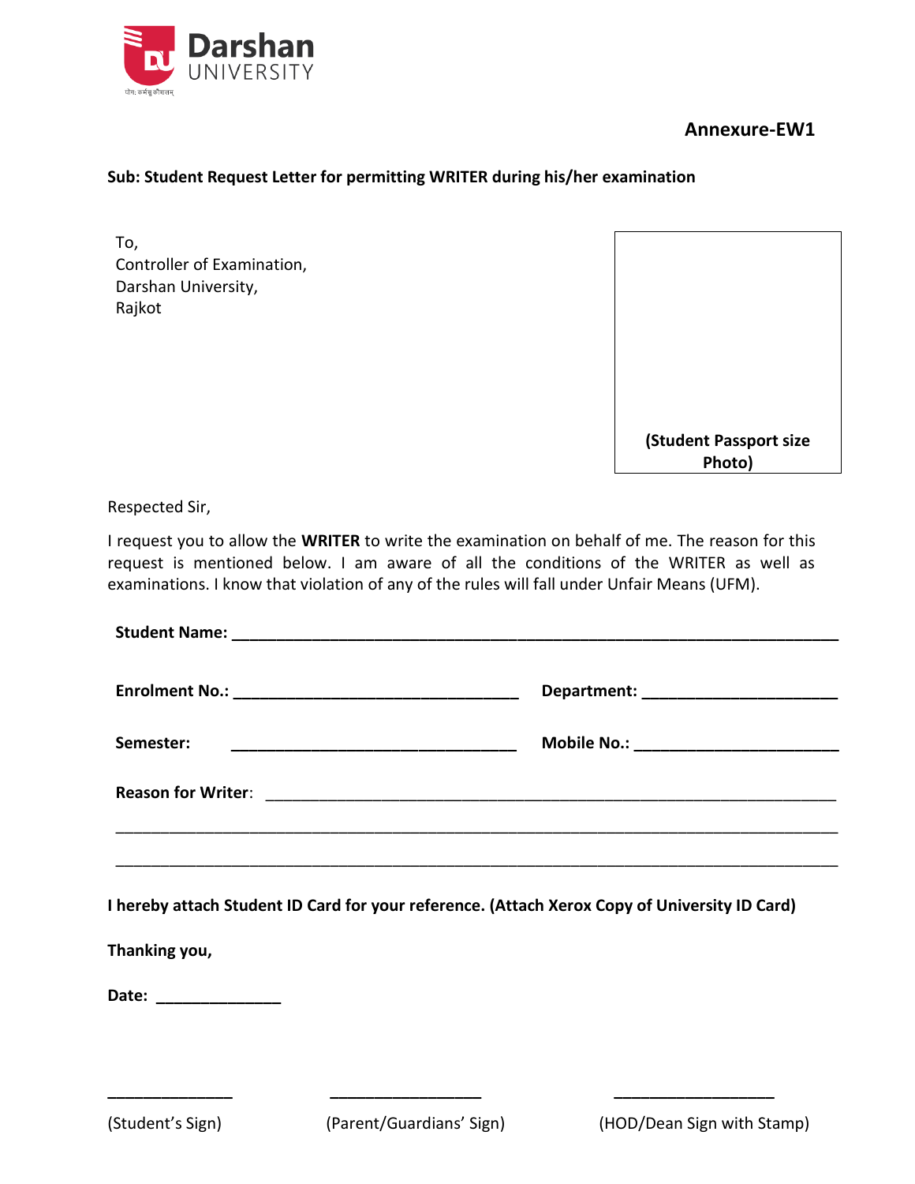Darshan UNIVERSITY

**Annexure-EW1**

**Sub: Student Request Letter for permitting WRITER during his/her examination**

To,
Controller of Examination,
Darshan University,
Rajkot

**(Student Passport size Photo)**

Respected Sir,

I request you to allow the **WRITER** to write the examination on behalf of me. The reason for this request is mentioned below. I am aware of all the conditions of the WRITER as well as examinations. I know that violation of any of the rules will fall under Unfair Means (UFM).

**Student Name:** ______________________________________________________________

**Enrolment No.:** ______________________________ **Department:** ____________________

**Semester:** ______________________________ **Mobile No.:** ______________________

**Reason for Writer**: __________________________________________________________

____________________________________________________________________________

____________________________________________________________________________

**I hereby attach Student ID Card for your reference. (Attach Xerox Copy of University ID Card)**

**Thanking you,**

**Date:** _____________

_____________ (Student's Sign)

_______________ (Parent/Guardians' Sign)

________________ (HOD/Dean Sign with Stamp)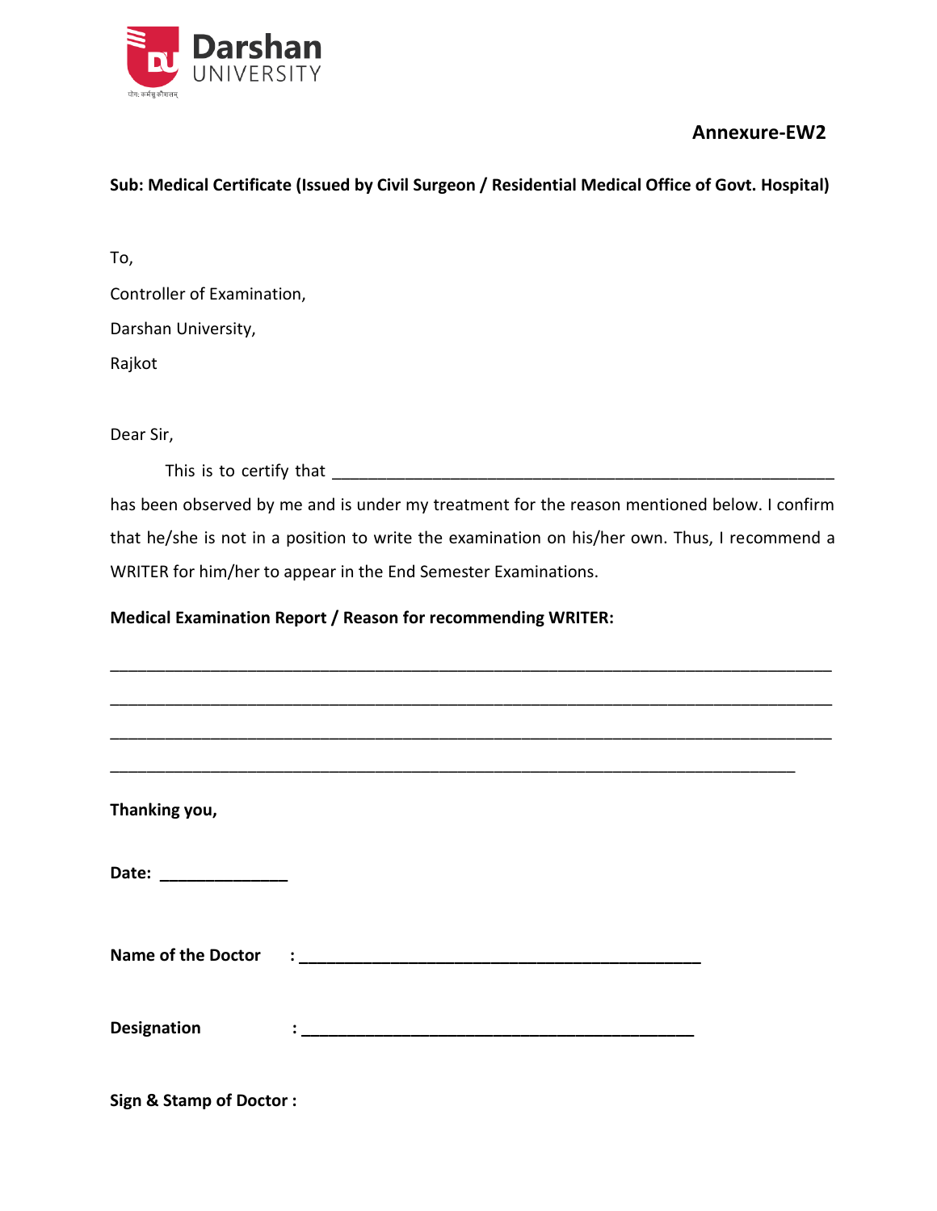Darshan UNIVERSITY

**Annexure-EW2**

**Sub: Medical Certificate (Issued by Civil Surgeon / Residential Medical Office of Govt. Hospital)**

To,

Controller of Examination,

Darshan University,

Rajkot

Dear Sir,

This is to certify that ________________________________________________________ has been observed by me and is under my treatment for the reason mentioned below. I confirm that he/she is not in a position to write the examination on his/her own. Thus, I recommend a WRITER for him/her to appear in the End Semester Examinations.

**Medical Examination Report / Reason for recommending WRITER:**

_________________________________________________________________________________

_________________________________________________________________________________

_________________________________________________________________________________

_____________________________________________________________________________

**Thanking you,**

**Date: ______________**

**Name of the Doctor : ____________________________________________**

**Designation : ____________________________________________**

**Sign & Stamp of Doctor :**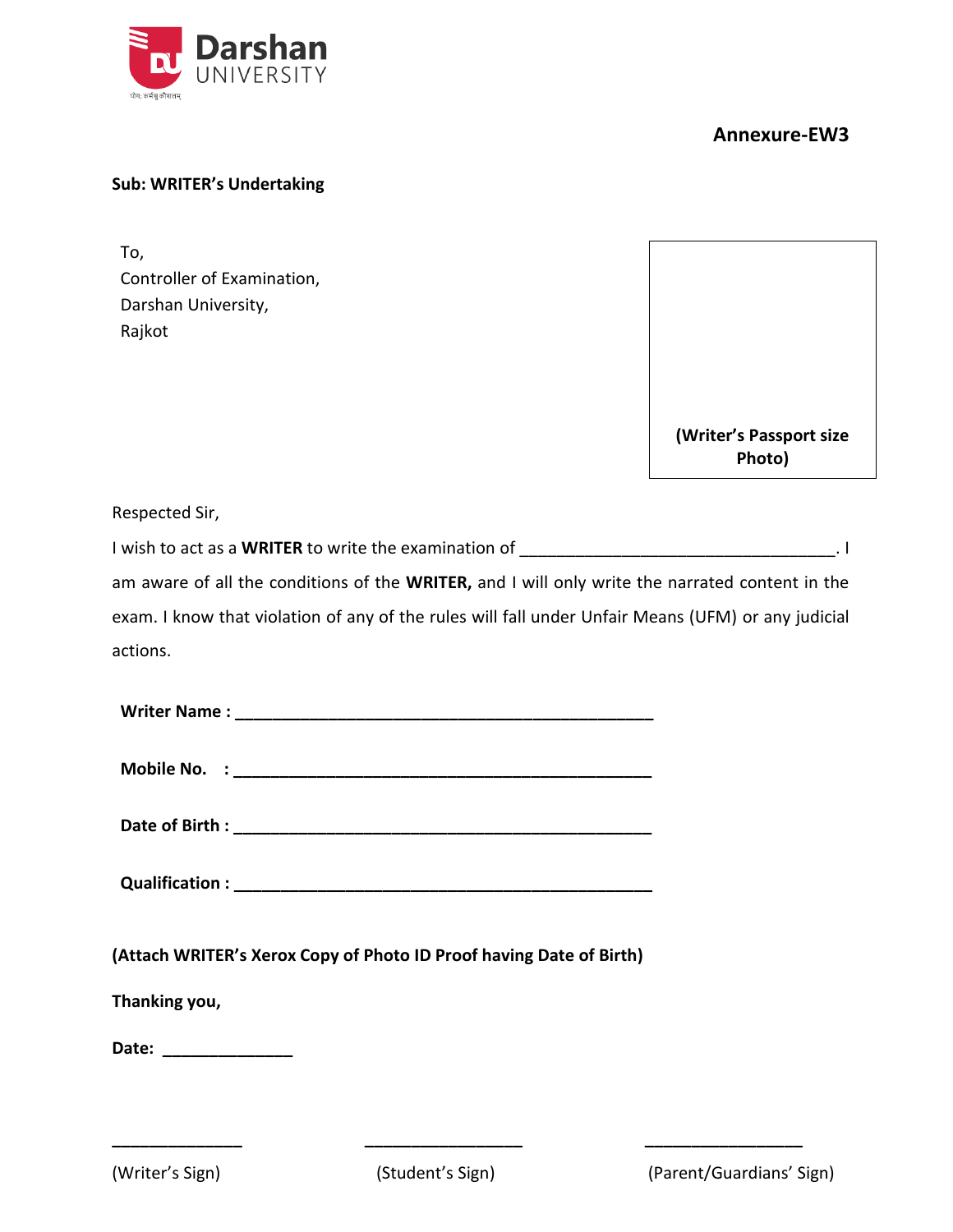Darshan UNIVERSITY

**Annexure-EW3**

**Sub: WRITER's Undertaking**

To,
Controller of Examination,
Darshan University,
Rajkot

**(Writer's Passport size Photo)**

Respected Sir,

I wish to act as a **WRITER** to write the examination of ___________________________________. I am aware of all the conditions of the **WRITER,** and I will only write the narrated content in the exam. I know that violation of any of the rules will fall under Unfair Means (UFM) or any judicial actions.

**Writer Name : ______________________________________________**

**Mobile No. : ______________________________________________**

**Date of Birth : ______________________________________________**

**Qualification : ______________________________________________**

**(Attach WRITER's Xerox Copy of Photo ID Proof having Date of Birth)**

**Thanking you,**

**Date:** ______________

______________ ______________ ______________

(Writer's Sign) (Student's Sign) (Parent/Guardians' Sign)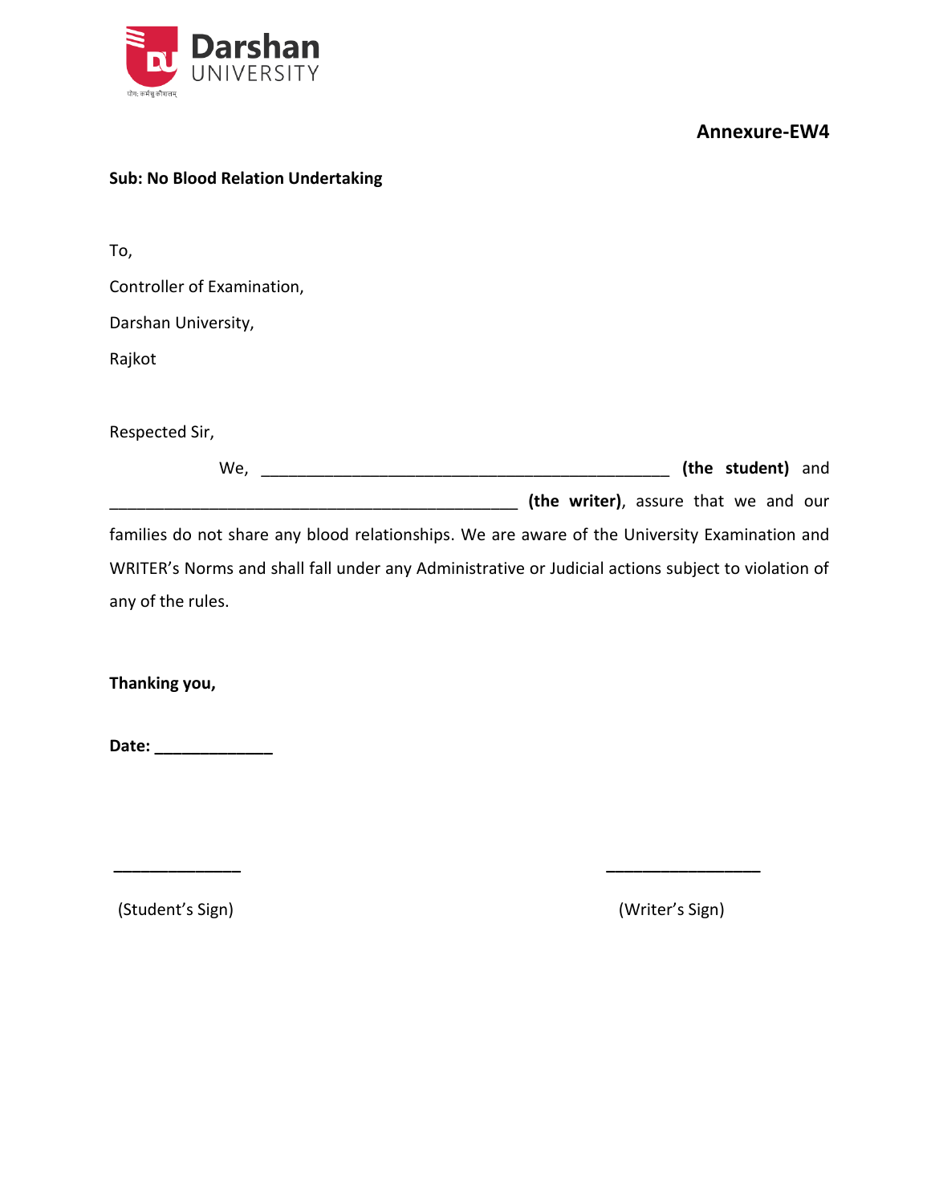**Annexure-EW4**

**Sub: No Blood Relation Undertaking**

To,

Controller of Examination,

Darshan University,

Rajkot

Respected Sir,

We, ______________________________________________ **(the student)** and ______________________________________________ **(the writer)**, assure that we and our families do not share any blood relationships. We are aware of the University Examination and WRITER's Norms and shall fall under any Administrative or Judicial actions subject to violation of any of the rules.

**Thanking you,**

**Date:** _____________

______________ ________________

(Student's Sign) (Writer's Sign)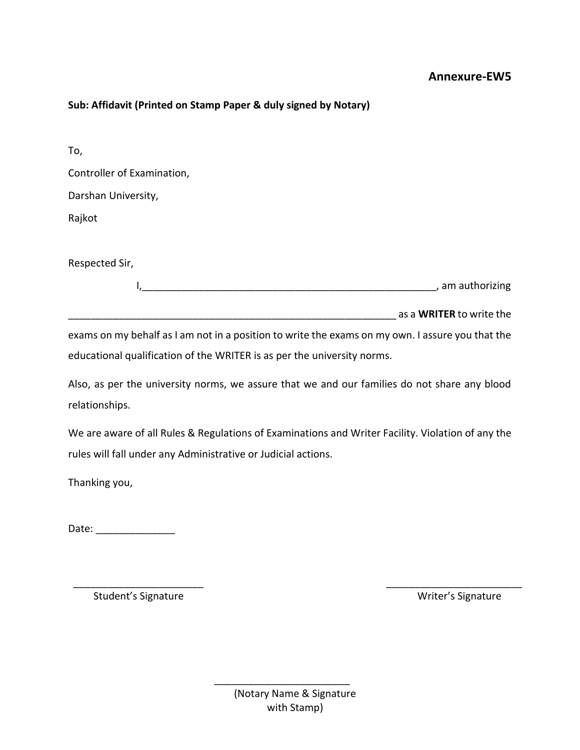**Annexure-EW5**

**Sub: Affidavit (Printed on Stamp Paper & duly signed by Notary)**

To,

Controller of Examination,

Darshan University,

Rajkot

Respected Sir,

I,_____________________________________________________, am authorizing _____________________________________________________________ as a **WRITER** to write the exams on my behalf as I am not in a position to write the exams on my own. I assure you that the educational qualification of the WRITER is as per the university norms.

Also, as per the university norms, we assure that we and our families do not share any blood relationships.

We are aware of all Rules & Regulations of Examinations and Writer Facility. Violation of any the rules will fall under any Administrative or Judicial actions.

Thanking you,

Date: ______________

_______________________
Student's Signature

________________________
Writer's Signature

________________________
(Notary Name & Signature with Stamp)